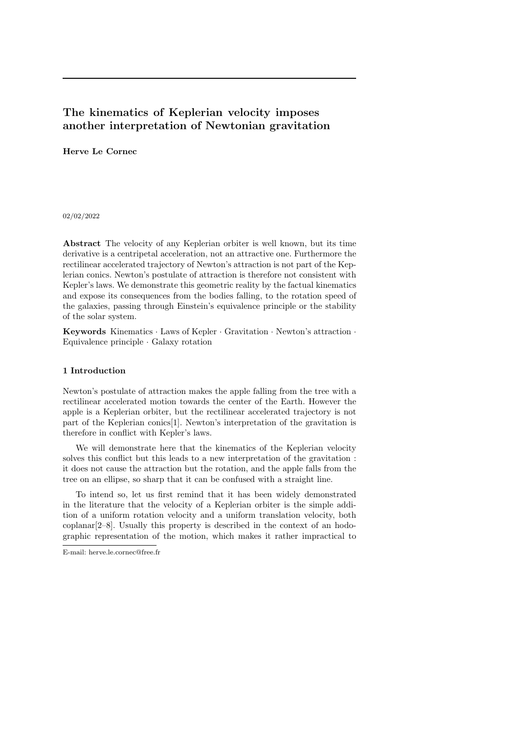# The kinematics of Keplerian velocity imposes another interpretation of Newtonian gravitation

**Herve Le Cornec**

02/02/2022

**Abstract** The velocity of any Keplerian orbiter is well known, but its time derivative is a centripetal acceleration, not an attractive one. Furthermore the rectilinear accelerated trajectory of Newton's attraction is not part of the Keplerian conics. Newton's postulate of attraction is therefore not consistent with Kepler's laws. We demonstrate this geometric reality by the factual kinematics and expose its consequences from the bodies falling, to the rotation speed of the galaxies, passing through Einstein's equivalence principle or the stability of the solar system.

**Keywords** Kinematics · Laws of Kepler · Gravitation · Newton's attraction · Equivalence principle · Galaxy rotation

## 1 Introduction

Newton's postulate of attraction makes the apple falling from the tree with a rectilinear accelerated motion towards the center of the Earth. However the apple is a Keplerian orbiter, but the rectilinear accelerated trajectory is not part of the Keplerian conics[1]. Newton's interpretation of the gravitation is therefore in conflict with Kepler's laws.

We will demonstrate here that the kinematics of the Keplerian velocity solves this conflict but this leads to a new interpretation of the gravitation : it does not cause the attraction but the rotation, and the apple falls from the tree on an ellipse, so sharp that it can be confused with a straight line.

To intend so, let us first remind that it has been widely demonstrated in the literature that the velocity of a Keplerian orbiter is the simple addition of a uniform rotation velocity and a uniform translation velocity, both coplanar[2–8]. Usually this property is described in the context of an hodographic representation of the motion, which makes it rather impractical to

E-mail: herve.le.cornec@free.fr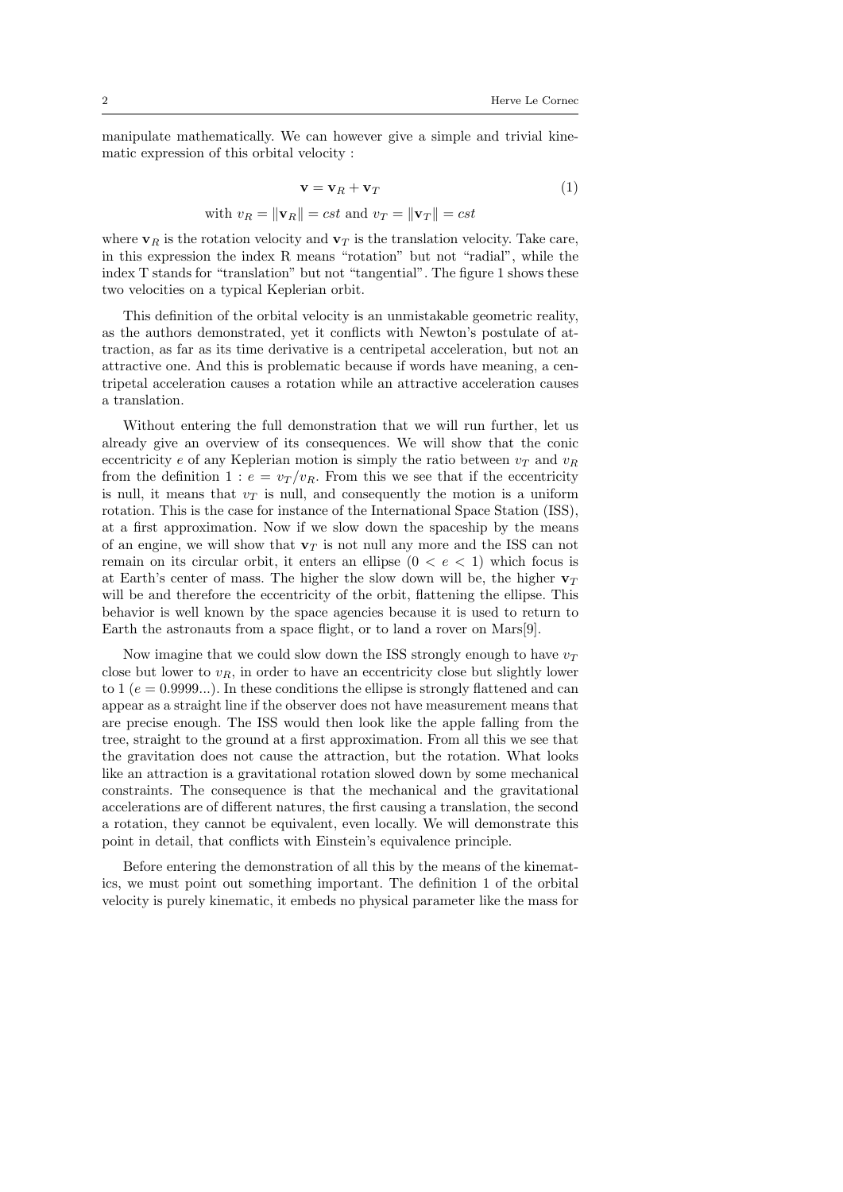manipulate mathematically. We can however give a simple and trivial kinematic expression of this orbital velocity :

$$\mathbf{v} = \mathbf{v}_R + \mathbf{v}_T \tag{1}$$
$$\text{with } v_R = \|\mathbf{v}_R\| = cst \text{ and } v_T = \|\mathbf{v}_T\| = cst$$

where $\mathbf{v}_R$ is the rotation velocity and $\mathbf{v}_T$ is the translation velocity. Take care, in this expression the index R means "rotation" but not "radial", while the index T stands for "translation" but not "tangential". The figure 1 shows these two velocities on a typical Keplerian orbit.

This definition of the orbital velocity is an unmistakable geometric reality, as the authors demonstrated, yet it conflicts with Newton's postulate of attraction, as far as its time derivative is a centripetal acceleration, but not an attractive one. And this is problematic because if words have meaning, a centripetal acceleration causes a rotation while an attractive acceleration causes a translation.

Without entering the full demonstration that we will run further, let us already give an overview of its consequences. We will show that the conic eccentricity $e$ of any Keplerian motion is simply the ratio between $v_T$ and $v_R$ from the definition 1 : $e = v_T/v_R$. From this we see that if the eccentricity is null, it means that $v_T$ is null, and consequently the motion is a uniform rotation. This is the case for instance of the International Space Station (ISS), at a first approximation. Now if we slow down the spaceship by the means of an engine, we will show that $\mathbf{v}_T$ is not null any more and the ISS can not remain on its circular orbit, it enters an ellipse ($0 < e < 1$) which focus is at Earth's center of mass. The higher the slow down will be, the higher $\mathbf{v}_T$ will be and therefore the eccentricity of the orbit, flattening the ellipse. This behavior is well known by the space agencies because it is used to return to Earth the astronauts from a space flight, or to land a rover on Mars[9].

Now imagine that we could slow down the ISS strongly enough to have $v_T$ close but lower to $v_R$, in order to have an eccentricity close but slightly lower to 1 ($e = 0.9999...$). In these conditions the ellipse is strongly flattened and can appear as a straight line if the observer does not have measurement means that are precise enough. The ISS would then look like the apple falling from the tree, straight to the ground at a first approximation. From all this we see that the gravitation does not cause the attraction, but the rotation. What looks like an attraction is a gravitational rotation slowed down by some mechanical constraints. The consequence is that the mechanical and the gravitational accelerations are of different natures, the first causing a translation, the second a rotation, they cannot be equivalent, even locally. We will demonstrate this point in detail, that conflicts with Einstein's equivalence principle.

Before entering the demonstration of all this by the means of the kinematics, we must point out something important. The definition 1 of the orbital velocity is purely kinematic, it embeds no physical parameter like the mass for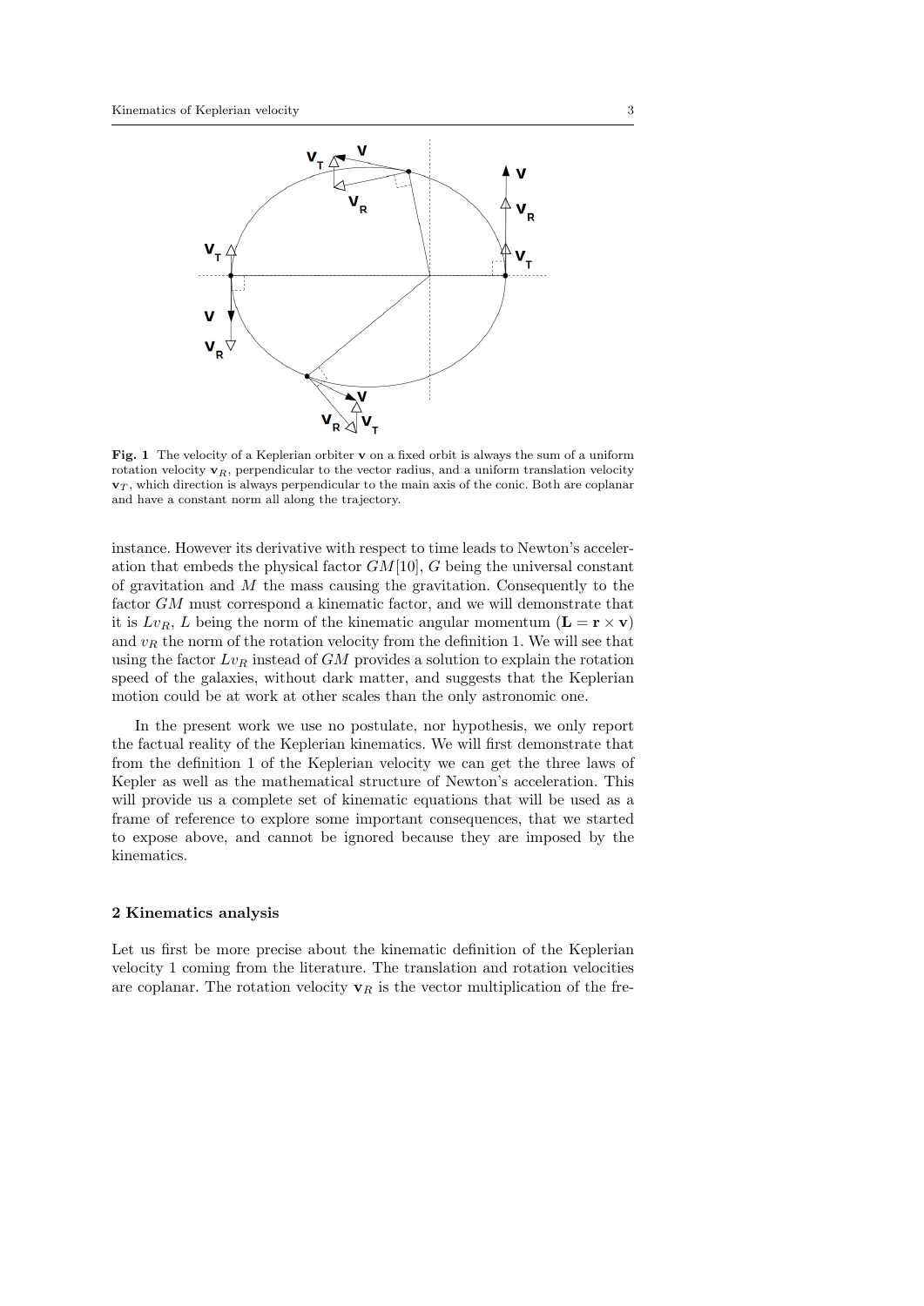**Fig. 1** The velocity of a Keplerian orbiter $\mathbf{v}$ on a fixed orbit is always the sum of a uniform rotation velocity $\mathbf{v}_R$, perpendicular to the vector radius, and a uniform translation velocity $\mathbf{v}_T$, which direction is always perpendicular to the main axis of the conic. Both are coplanar and have a constant norm all along the trajectory.

instance. However its derivative with respect to time leads to Newton's acceleration that embeds the physical factor $GM$[10], $G$ being the universal constant of gravitation and $M$ the mass causing the gravitation. Consequently to the factor $GM$ must correspond a kinematic factor, and we will demonstrate that it is $Lv_R$, $L$ being the norm of the kinematic angular momentum ($\mathbf{L} = \mathbf{r} \times \mathbf{v}$) and $v_R$ the norm of the rotation velocity from the definition 1. We will see that using the factor $Lv_R$ instead of $GM$ provides a solution to explain the rotation speed of the galaxies, without dark matter, and suggests that the Keplerian motion could be at work at other scales than the only astronomic one.

In the present work we use no postulate, nor hypothesis, we only report the factual reality of the Keplerian kinematics. We will first demonstrate that from the definition 1 of the Keplerian velocity we can get the three laws of Kepler as well as the mathematical structure of Newton's acceleration. This will provide us a complete set of kinematic equations that will be used as a frame of reference to explore some important consequences, that we started to expose above, and cannot be ignored because they are imposed by the kinematics.

## 2 Kinematics analysis

Let us first be more precise about the kinematic definition of the Keplerian velocity 1 coming from the literature. The translation and rotation velocities are coplanar. The rotation velocity $\mathbf{v}_R$ is the vector multiplication of the fre-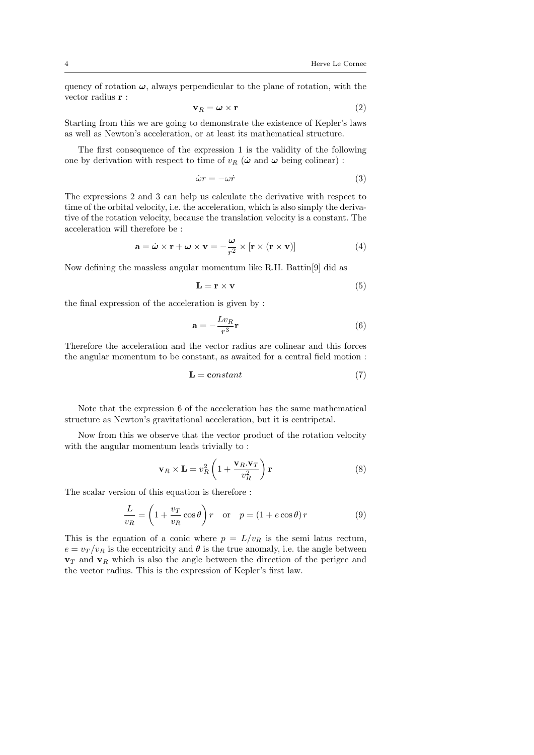quency of rotation $\boldsymbol{\omega}$, always perpendicular to the plane of rotation, with the vector radius $\mathbf{r}$ :

$$\mathbf{v}_R = \boldsymbol{\omega} \times \mathbf{r} \tag{2}$$

Starting from this we are going to demonstrate the existence of Kepler's laws as well as Newton's acceleration, or at least its mathematical structure.

The first consequence of the expression 1 is the validity of the following one by derivation with respect to time of $v_R$ ($\dot{\boldsymbol{\omega}}$ and $\boldsymbol{\omega}$ being colinear) :

$$\dot{\omega} r = -\omega \dot{r} \tag{3}$$

The expressions 2 and 3 can help us calculate the derivative with respect to time of the orbital velocity, i.e. the acceleration, which is also simply the derivative of the rotation velocity, because the translation velocity is a constant. The acceleration will therefore be :

$$\mathbf{a} = \dot{\boldsymbol{\omega}} \times \mathbf{r} + \boldsymbol{\omega} \times \mathbf{v} = -\frac{\boldsymbol{\omega}}{r^2} \times [\mathbf{r} \times (\mathbf{r} \times \mathbf{v})] \tag{4}$$

Now defining the massless angular momentum like R.H. Battin[9] did as

$$\mathbf{L} = \mathbf{r} \times \mathbf{v} \tag{5}$$

the final expression of the acceleration is given by :

$$\mathbf{a} = -\frac{L v_R}{r^3} \mathbf{r} \tag{6}$$

Therefore the acceleration and the vector radius are colinear and this forces the angular momentum to be constant, as awaited for a central field motion :

$$\mathbf{L} = \mathbf{c}onstant \tag{7}$$

Note that the expression 6 of the acceleration has the same mathematical structure as Newton's gravitational acceleration, but it is centripetal.

Now from this we observe that the vector product of the rotation velocity with the angular momentum leads trivially to :

$$\mathbf{v}_R \times \mathbf{L} = v_R^2 \left( 1 + \frac{\mathbf{v}_R . \mathbf{v}_T}{v_R^2} \right) \mathbf{r} \tag{8}$$

The scalar version of this equation is therefore :

$$\frac{L}{v_R} = \left( 1 + \frac{v_T}{v_R} \cos\theta \right) r \quad \text{or} \quad p = (1 + e\cos\theta)\, r \tag{9}$$

This is the equation of a conic where $p = L/v_R$ is the semi latus rectum, $e = v_T/v_R$ is the eccentricity and $\theta$ is the true anomaly, i.e. the angle between $\mathbf{v}_T$ and $\mathbf{v}_R$ which is also the angle between the direction of the perigee and the vector radius. This is the expression of Kepler's first law.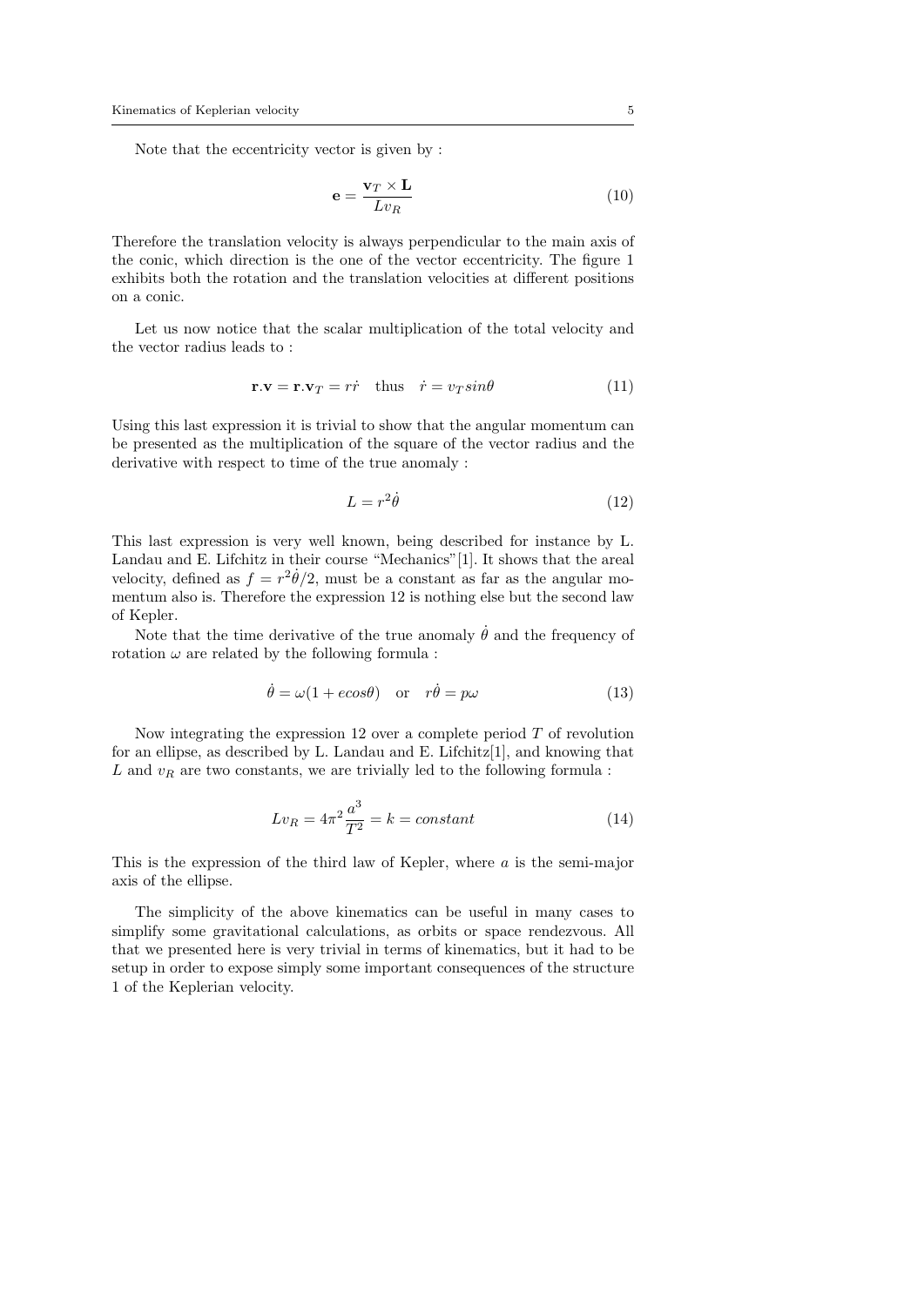Note that the eccentricity vector is given by :

$$\mathbf{e} = \frac{\mathbf{v}_T \times \mathbf{L}}{L v_R} \tag{10}$$

Therefore the translation velocity is always perpendicular to the main axis of the conic, which direction is the one of the vector eccentricity. The figure 1 exhibits both the rotation and the translation velocities at different positions on a conic.

Let us now notice that the scalar multiplication of the total velocity and the vector radius leads to :

$$\mathbf{r}.\mathbf{v} = \mathbf{r}.\mathbf{v}_T = r\dot{r} \quad \text{thus} \quad \dot{r} = v_T sin\theta \tag{11}$$

Using this last expression it is trivial to show that the angular momentum can be presented as the multiplication of the square of the vector radius and the derivative with respect to time of the true anomaly :

$$L = r^2\dot{\theta} \tag{12}$$

This last expression is very well known, being described for instance by L. Landau and E. Lifchitz in their course "Mechanics"[1]. It shows that the areal velocity, defined as $f = r^2\dot{\theta}/2$, must be a constant as far as the angular momentum also is. Therefore the expression 12 is nothing else but the second law of Kepler.

Note that the time derivative of the true anomaly $\dot{\theta}$ and the frequency of rotation $\omega$ are related by the following formula :

$$\dot{\theta} = \omega(1 + ecos\theta) \quad \text{or} \quad r\dot{\theta} = p\omega \tag{13}$$

Now integrating the expression 12 over a complete period $T$ of revolution for an ellipse, as described by L. Landau and E. Lifchitz[1], and knowing that $L$ and $v_R$ are two constants, we are trivially led to the following formula :

$$L v_R = 4\pi^2 \frac{a^3}{T^2} = k = constant \tag{14}$$

This is the expression of the third law of Kepler, where $a$ is the semi-major axis of the ellipse.

The simplicity of the above kinematics can be useful in many cases to simplify some gravitational calculations, as orbits or space rendezvous. All that we presented here is very trivial in terms of kinematics, but it had to be setup in order to expose simply some important consequences of the structure 1 of the Keplerian velocity.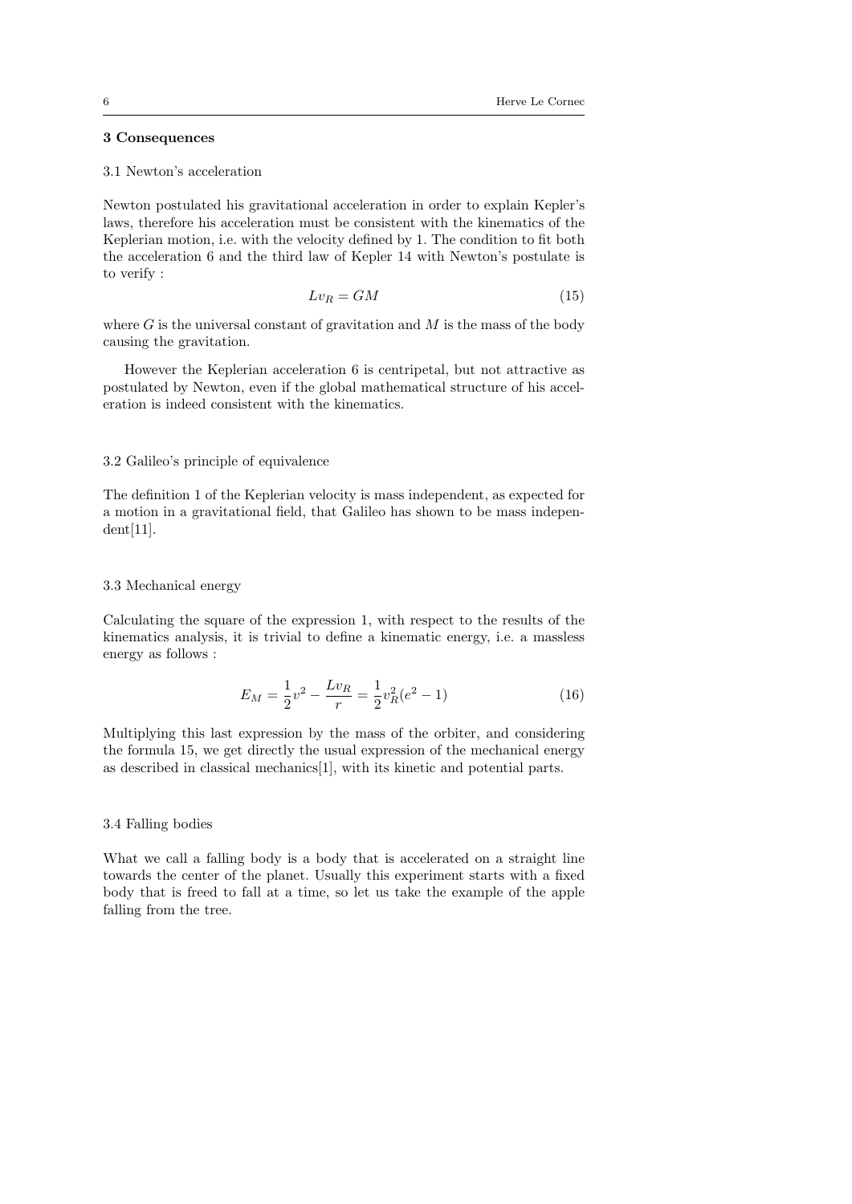## 3 Consequences

### 3.1 Newton's acceleration

Newton postulated his gravitational acceleration in order to explain Kepler's laws, therefore his acceleration must be consistent with the kinematics of the Keplerian motion, i.e. with the velocity defined by 1. The condition to fit both the acceleration 6 and the third law of Kepler 14 with Newton's postulate is to verify :

$$Lv_R = GM \tag{15}$$

where $G$ is the universal constant of gravitation and $M$ is the mass of the body causing the gravitation.

However the Keplerian acceleration 6 is centripetal, but not attractive as postulated by Newton, even if the global mathematical structure of his acceleration is indeed consistent with the kinematics.

### 3.2 Galileo's principle of equivalence

The definition 1 of the Keplerian velocity is mass independent, as expected for a motion in a gravitational field, that Galileo has shown to be mass independent[11].

### 3.3 Mechanical energy

Calculating the square of the expression 1, with respect to the results of the kinematics analysis, it is trivial to define a kinematic energy, i.e. a massless energy as follows :

$$E_M = \frac{1}{2}v^2 - \frac{Lv_R}{r} = \frac{1}{2}v_R^2(e^2 - 1) \tag{16}$$

Multiplying this last expression by the mass of the orbiter, and considering the formula 15, we get directly the usual expression of the mechanical energy as described in classical mechanics[1], with its kinetic and potential parts.

### 3.4 Falling bodies

What we call a falling body is a body that is accelerated on a straight line towards the center of the planet. Usually this experiment starts with a fixed body that is freed to fall at a time, so let us take the example of the apple falling from the tree.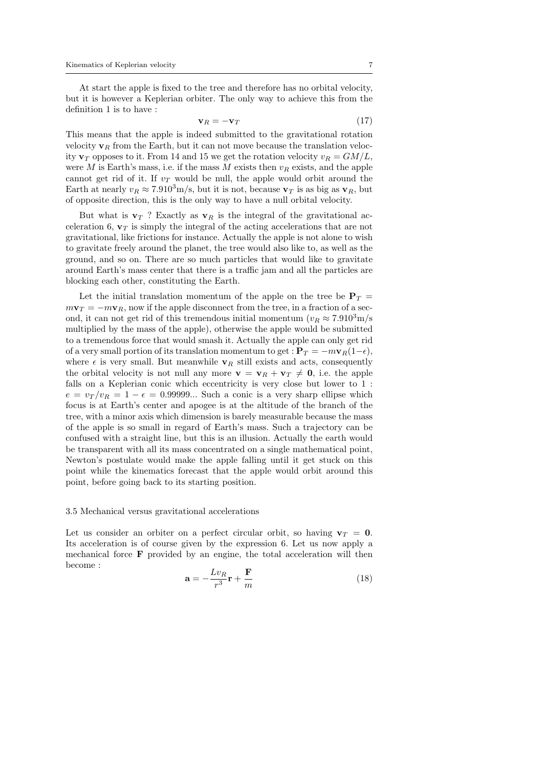At start the apple is fixed to the tree and therefore has no orbital velocity, but it is however a Keplerian orbiter. The only way to achieve this from the definition 1 is to have :

$$\mathbf{v}_R = -\mathbf{v}_T \tag{17}$$

This means that the apple is indeed submitted to the gravitational rotation velocity $\mathbf{v}_R$ from the Earth, but it can not move because the translation velocity $\mathbf{v}_T$ opposes to it. From 14 and 15 we get the rotation velocity $v_R = GM/L$, were $M$ is Earth's mass, i.e. if the mass $M$ exists then $v_R$ exists, and the apple cannot get rid of it. If $v_T$ would be null, the apple would orbit around the Earth at nearly $v_R \approx 7.910^3$m/s, but it is not, because $\mathbf{v}_T$ is as big as $\mathbf{v}_R$, but of opposite direction, this is the only way to have a null orbital velocity.

But what is $\mathbf{v}_T$ ? Exactly as $\mathbf{v}_R$ is the integral of the gravitational acceleration 6, $\mathbf{v}_T$ is simply the integral of the acting accelerations that are not gravitational, like frictions for instance. Actually the apple is not alone to wish to gravitate freely around the planet, the tree would also like to, as well as the ground, and so on. There are so much particles that would like to gravitate around Earth's mass center that there is a traffic jam and all the particles are blocking each other, constituting the Earth.

Let the initial translation momentum of the apple on the tree be $\mathbf{P}_T = m\mathbf{v}_T = -m\mathbf{v}_R$, now if the apple disconnect from the tree, in a fraction of a second, it can not get rid of this tremendous initial momentum ($v_R \approx 7.910^3$m/s multiplied by the mass of the apple), otherwise the apple would be submitted to a tremendous force that would smash it. Actually the apple can only get rid of a very small portion of its translation momentum to get : $\mathbf{P}_T = -m\mathbf{v}_R(1-\epsilon)$, where $\epsilon$ is very small. But meanwhile $\mathbf{v}_R$ still exists and acts, consequently the orbital velocity is not null any more $\mathbf{v} = \mathbf{v}_R + \mathbf{v}_T \neq \mathbf{0}$, i.e. the apple falls on a Keplerian conic which eccentricity is very close but lower to 1 : $e = v_T/v_R = 1 - \epsilon = 0.99999...$ Such a conic is a very sharp ellipse which focus is at Earth's center and apogee is at the altitude of the branch of the tree, with a minor axis which dimension is barely measurable because the mass of the apple is so small in regard of Earth's mass. Such a trajectory can be confused with a straight line, but this is an illusion. Actually the earth would be transparent with all its mass concentrated on a single mathematical point, Newton's postulate would make the apple falling until it get stuck on this point while the kinematics forecast that the apple would orbit around this point, before going back to its starting position.

### 3.5 Mechanical versus gravitational accelerations

Let us consider an orbiter on a perfect circular orbit, so having $\mathbf{v}_T = \mathbf{0}$. Its acceleration is of course given by the expression 6. Let us now apply a mechanical force $\mathbf{F}$ provided by an engine, the total acceleration will then become :

$$\mathbf{a} = -\frac{Lv_R}{r^3}\mathbf{r} + \frac{\mathbf{F}}{m} \tag{18}$$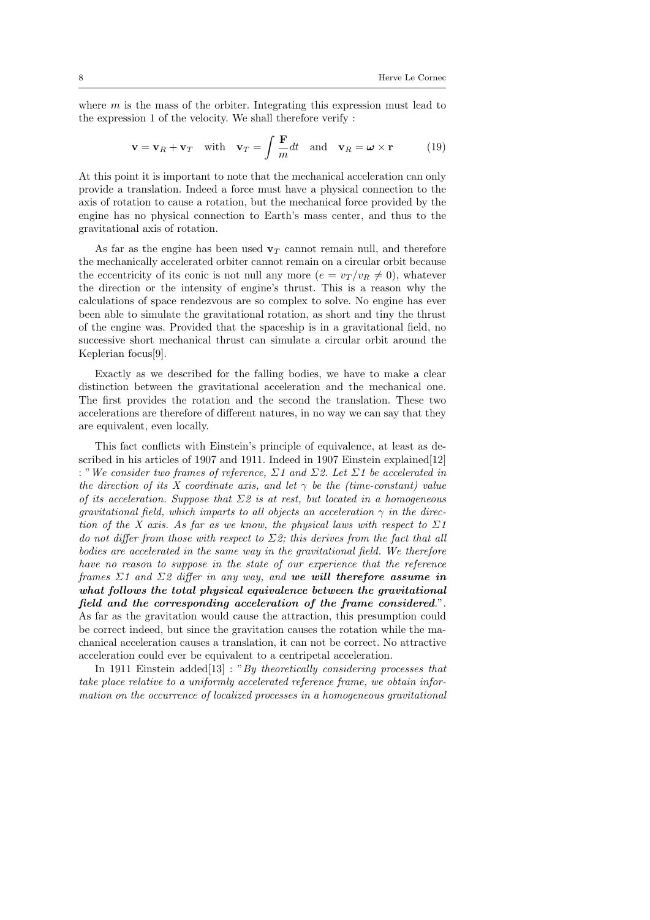where $m$ is the mass of the orbiter. Integrating this expression must lead to the expression 1 of the velocity. We shall therefore verify :

$$\mathbf{v} = \mathbf{v}_R + \mathbf{v}_T \quad \text{with} \quad \mathbf{v}_T = \int \frac{\mathbf{F}}{m} dt \quad \text{and} \quad \mathbf{v}_R = \boldsymbol{\omega} \times \mathbf{r} \tag{19}$$

At this point it is important to note that the mechanical acceleration can only provide a translation. Indeed a force must have a physical connection to the axis of rotation to cause a rotation, but the mechanical force provided by the engine has no physical connection to Earth's mass center, and thus to the gravitational axis of rotation.

As far as the engine has been used $\mathbf{v}_T$ cannot remain null, and therefore the mechanically accelerated orbiter cannot remain on a circular orbit because the eccentricity of its conic is not null any more ($e = v_T/v_R \neq 0$), whatever the direction or the intensity of engine's thrust. This is a reason why the calculations of space rendezvous are so complex to solve. No engine has ever been able to simulate the gravitational rotation, as short and tiny the thrust of the engine was. Provided that the spaceship is in a gravitational field, no successive short mechanical thrust can simulate a circular orbit around the Keplerian focus[9].

Exactly as we described for the falling bodies, we have to make a clear distinction between the gravitational acceleration and the mechanical one. The first provides the rotation and the second the translation. These two accelerations are therefore of different natures, in no way we can say that they are equivalent, even locally.

This fact conflicts with Einstein's principle of equivalence, at least as described in his articles of 1907 and 1911. Indeed in 1907 Einstein explained[12] : "*We consider two frames of reference, Σ1 and Σ2. Let Σ1 be accelerated in the direction of its X coordinate axis, and let $\gamma$ be the (time-constant) value of its acceleration. Suppose that Σ2 is at rest, but located in a homogeneous gravitational field, which imparts to all objects an acceleration $\gamma$ in the direction of the X axis. As far as we know, the physical laws with respect to Σ1 do not differ from those with respect to Σ2; this derives from the fact that all bodies are accelerated in the same way in the gravitational field. We therefore have no reason to suppose in the state of our experience that the reference frames Σ1 and Σ2 differ in any way, and* ***we will therefore assume in what follows the total physical equivalence between the gravitational field and the corresponding acceleration of the frame considered***.". As far as the gravitation would cause the attraction, this presumption could be correct indeed, but since the gravitation causes the rotation while the machanical acceleration causes a translation, it can not be correct. No attractive acceleration could ever be equivalent to a centripetal acceleration.

In 1911 Einstein added[13] : "*By theoretically considering processes that take place relative to a uniformly accelerated reference frame, we obtain information on the occurrence of localized processes in a homogeneous gravitational*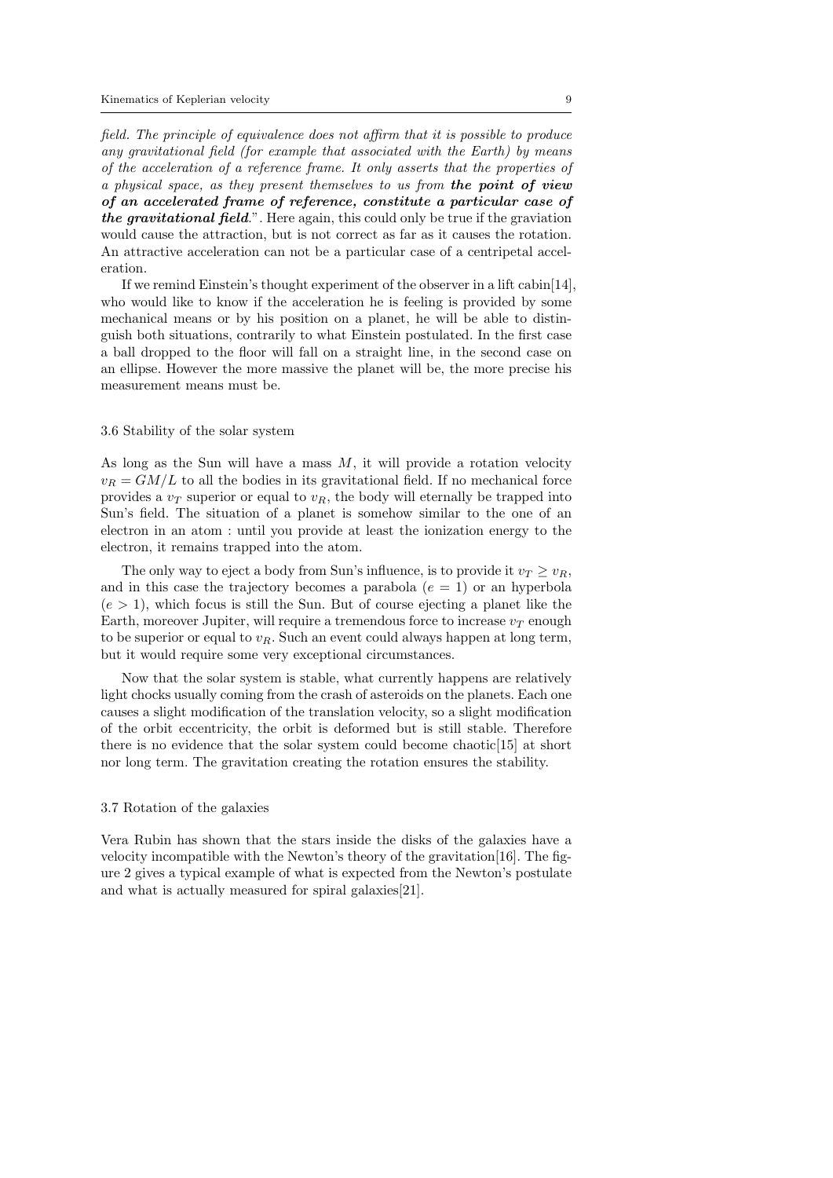*field. The principle of equivalence does not affirm that it is possible to produce any gravitational field (for example that associated with the Earth) by means of the acceleration of a reference frame. It only asserts that the properties of a physical space, as they present themselves to us from* ***the point of view of an accelerated frame of reference, constitute a particular case of the gravitational field****.*". Here again, this could only be true if the graviation would cause the attraction, but is not correct as far as it causes the rotation. An attractive acceleration can not be a particular case of a centripetal acceleration.

If we remind Einstein's thought experiment of the observer in a lift cabin[14], who would like to know if the acceleration he is feeling is provided by some mechanical means or by his position on a planet, he will be able to distinguish both situations, contrarily to what Einstein postulated. In the first case a ball dropped to the floor will fall on a straight line, in the second case on an ellipse. However the more massive the planet will be, the more precise his measurement means must be.

### 3.6 Stability of the solar system

As long as the Sun will have a mass $M$, it will provide a rotation velocity $v_R = GM/L$ to all the bodies in its gravitational field. If no mechanical force provides a $v_T$ superior or equal to $v_R$, the body will eternally be trapped into Sun's field. The situation of a planet is somehow similar to the one of an electron in an atom : until you provide at least the ionization energy to the electron, it remains trapped into the atom.

The only way to eject a body from Sun's influence, is to provide it $v_T \geq v_R$, and in this case the trajectory becomes a parabola ($e = 1$) or an hyperbola ($e > 1$), which focus is still the Sun. But of course ejecting a planet like the Earth, moreover Jupiter, will require a tremendous force to increase $v_T$ enough to be superior or equal to $v_R$. Such an event could always happen at long term, but it would require some very exceptional circumstances.

Now that the solar system is stable, what currently happens are relatively light chocks usually coming from the crash of asteroids on the planets. Each one causes a slight modification of the translation velocity, so a slight modification of the orbit eccentricity, the orbit is deformed but is still stable. Therefore there is no evidence that the solar system could become chaotic[15] at short nor long term. The gravitation creating the rotation ensures the stability.

### 3.7 Rotation of the galaxies

Vera Rubin has shown that the stars inside the disks of the galaxies have a velocity incompatible with the Newton's theory of the gravitation[16]. The figure 2 gives a typical example of what is expected from the Newton's postulate and what is actually measured for spiral galaxies[21].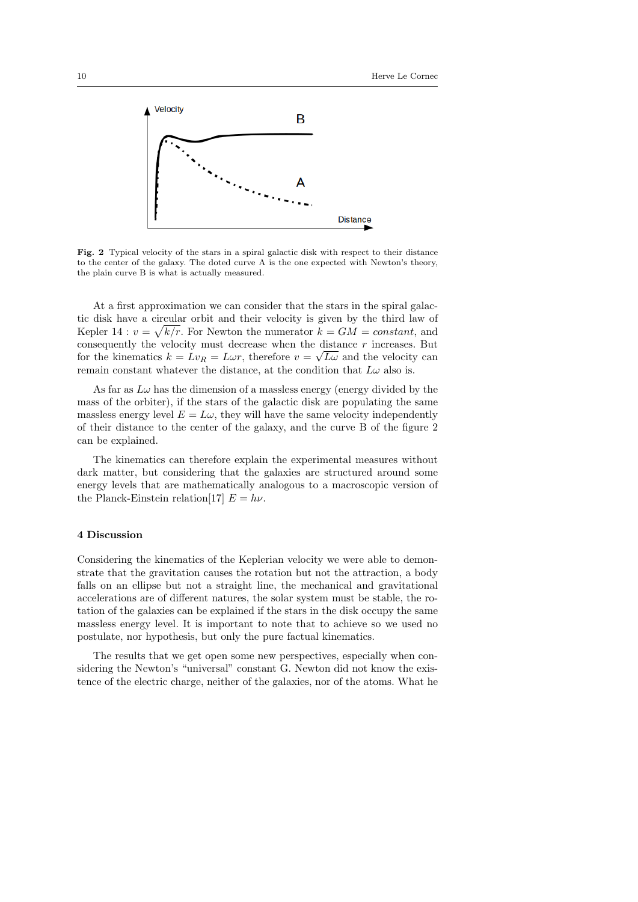**Fig. 2** Typical velocity of the stars in a spiral galactic disk with respect to their distance to the center of the galaxy. The doted curve A is the one expected with Newton's theory, the plain curve B is what is actually measured.

At a first approximation we can consider that the stars in the spiral galactic disk have a circular orbit and their velocity is given by the third law of Kepler 14 : $v = \sqrt{k/r}$. For Newton the numerator $k = GM = constant$, and consequently the velocity must decrease when the distance $r$ increases. But for the kinematics $k = Lv_R = L\omega r$, therefore $v = \sqrt{L\omega}$ and the velocity can remain constant whatever the distance, at the condition that $L\omega$ also is.

As far as $L\omega$ has the dimension of a massless energy (energy divided by the mass of the orbiter), if the stars of the galactic disk are populating the same massless energy level $E = L\omega$, they will have the same velocity independently of their distance to the center of the galaxy, and the curve B of the figure 2 can be explained.

The kinematics can therefore explain the experimental measures without dark matter, but considering that the galaxies are structured around some energy levels that are mathematically analogous to a macroscopic version of the Planck-Einstein relation[17] $E = h\nu$.

## 4 Discussion

Considering the kinematics of the Keplerian velocity we were able to demonstrate that the gravitation causes the rotation but not the attraction, a body falls on an ellipse but not a straight line, the mechanical and gravitational accelerations are of different natures, the solar system must be stable, the rotation of the galaxies can be explained if the stars in the disk occupy the same massless energy level. It is important to note that to achieve so we used no postulate, nor hypothesis, but only the pure factual kinematics.

The results that we get open some new perspectives, especially when considering the Newton's "universal" constant G. Newton did not know the existence of the electric charge, neither of the galaxies, nor of the atoms. What he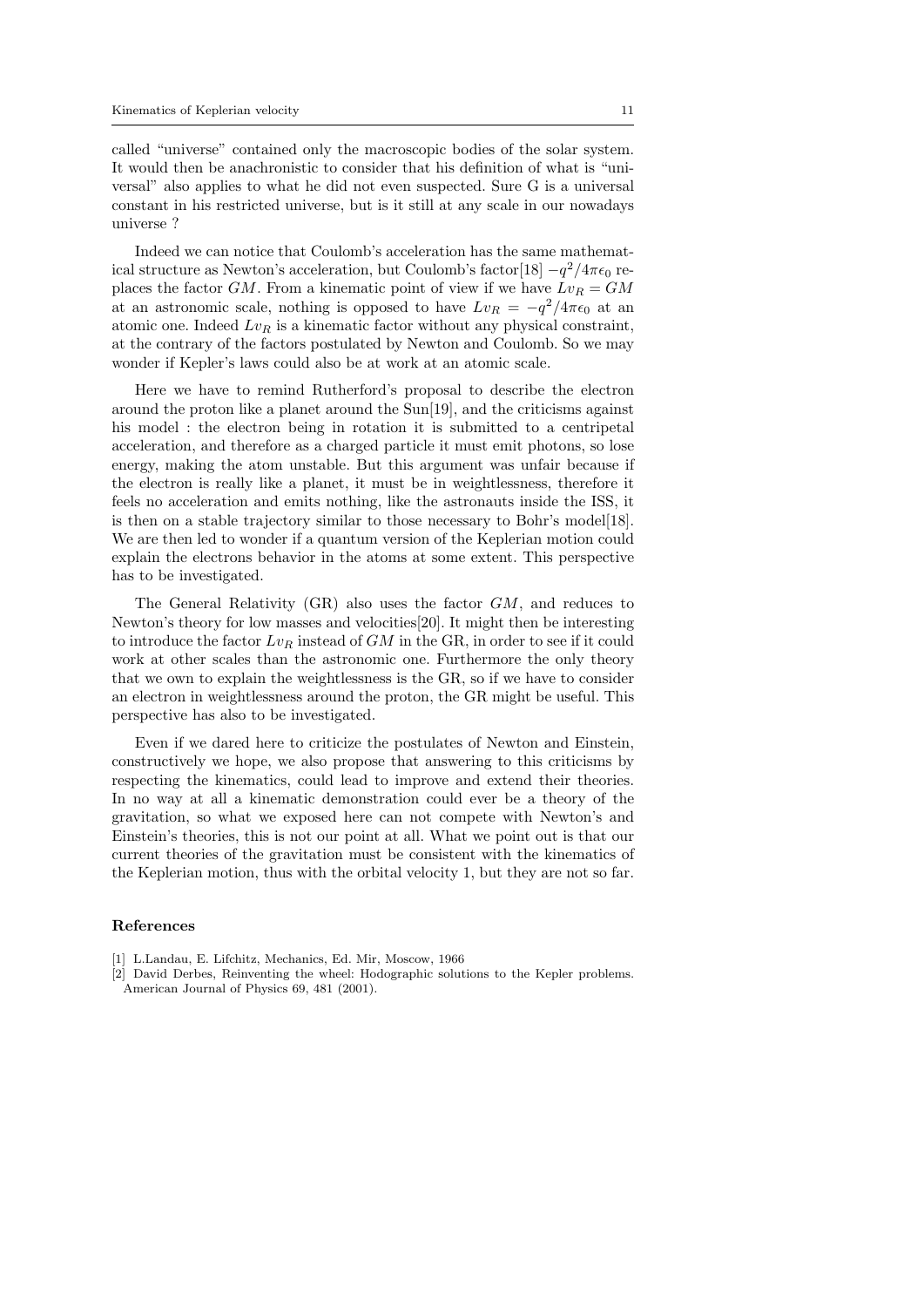called "universe" contained only the macroscopic bodies of the solar system. It would then be anachronistic to consider that his definition of what is "universal" also applies to what he did not even suspected. Sure G is a universal constant in his restricted universe, but is it still at any scale in our nowadays universe ?

Indeed we can notice that Coulomb's acceleration has the same mathematical structure as Newton's acceleration, but Coulomb's factor[18] $-q^2/4\pi\epsilon_0$ replaces the factor $GM$. From a kinematic point of view if we have $Lv_R = GM$ at an astronomic scale, nothing is opposed to have $Lv_R = -q^2/4\pi\epsilon_0$ at an atomic one. Indeed $Lv_R$ is a kinematic factor without any physical constraint, at the contrary of the factors postulated by Newton and Coulomb. So we may wonder if Kepler's laws could also be at work at an atomic scale.

Here we have to remind Rutherford's proposal to describe the electron around the proton like a planet around the Sun[19], and the criticisms against his model : the electron being in rotation it is submitted to a centripetal acceleration, and therefore as a charged particle it must emit photons, so lose energy, making the atom unstable. But this argument was unfair because if the electron is really like a planet, it must be in weightlessness, therefore it feels no acceleration and emits nothing, like the astronauts inside the ISS, it is then on a stable trajectory similar to those necessary to Bohr's model[18]. We are then led to wonder if a quantum version of the Keplerian motion could explain the electrons behavior in the atoms at some extent. This perspective has to be investigated.

The General Relativity (GR) also uses the factor $GM$, and reduces to Newton's theory for low masses and velocities[20]. It might then be interesting to introduce the factor $Lv_R$ instead of $GM$ in the GR, in order to see if it could work at other scales than the astronomic one. Furthermore the only theory that we own to explain the weightlessness is the GR, so if we have to consider an electron in weightlessness around the proton, the GR might be useful. This perspective has also to be investigated.

Even if we dared here to criticize the postulates of Newton and Einstein, constructively we hope, we also propose that answering to this criticisms by respecting the kinematics, could lead to improve and extend their theories. In no way at all a kinematic demonstration could ever be a theory of the gravitation, so what we exposed here can not compete with Newton's and Einstein's theories, this is not our point at all. What we point out is that our current theories of the gravitation must be consistent with the kinematics of the Keplerian motion, thus with the orbital velocity 1, but they are not so far.

## References

[1] L.Landau, E. Lifchitz, Mechanics, Ed. Mir, Moscow, 1966

[2] David Derbes, Reinventing the wheel: Hodographic solutions to the Kepler problems. American Journal of Physics 69, 481 (2001).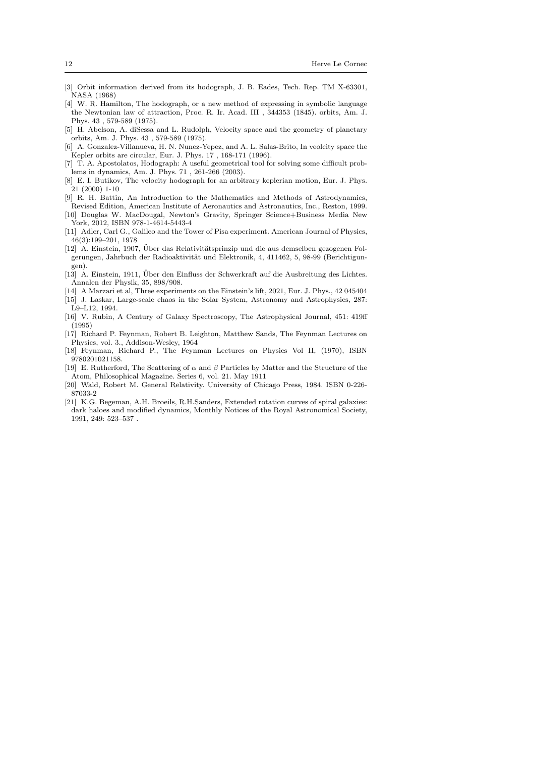[3] Orbit information derived from its hodograph, J. B. Eades, Tech. Rep. TM X-63301, NASA (1968)

[4] W. R. Hamilton, The hodograph, or a new method of expressing in symbolic language the Newtonian law of attraction, Proc. R. Ir. Acad. III , 344353 (1845). orbits, Am. J. Phys. 43 , 579-589 (1975).

[5] H. Abelson, A. diSessa and L. Rudolph, Velocity space and the geometry of planetary orbits, Am. J. Phys. 43 , 579-589 (1975).

[6] A. Gonzalez-Villanueva, H. N. Nunez-Yepez, and A. L. Salas-Brito, In veolcity space the Kepler orbits are circular, Eur. J. Phys. 17 , 168-171 (1996).

[7] T. A. Apostolatos, Hodograph: A useful geometrical tool for solving some difficult problems in dynamics, Am. J. Phys. 71 , 261-266 (2003).

[8] E. I. Butikov, The velocity hodograph for an arbitrary keplerian motion, Eur. J. Phys. 21 (2000) 1-10

[9] R. H. Battin, An Introduction to the Mathematics and Methods of Astrodynamics, Revised Edition, American Institute of Aeronautics and Astronautics, Inc., Reston, 1999.

[10] Douglas W. MacDougal, Newton's Gravity, Springer Science+Business Media New York, 2012, ISBN 978-1-4614-5443-4

[11] Adler, Carl G., Galileo and the Tower of Pisa experiment. American Journal of Physics, 46(3):199–201, 1978

[12] A. Einstein, 1907, Über das Relativitätsprinzip und die aus demselben gezogenen Folgerungen, Jahrbuch der Radioaktivität und Elektronik, 4, 411462, 5, 98-99 (Berichtigungen).

[13] A. Einstein, 1911, Über den Einfluss der Schwerkraft auf die Ausbreitung des Lichtes. Annalen der Physik, 35, 898/908.

[14] A Marzari et al, Three experiments on the Einstein's lift, 2021, Eur. J. Phys., 42 045404

[15] J. Laskar, Large-scale chaos in the Solar System, Astronomy and Astrophysics, 287: L9–L12, 1994.

[16] V. Rubin, A Century of Galaxy Spectroscopy, The Astrophysical Journal, 451: 419ff (1995)

[17] Richard P. Feynman, Robert B. Leighton, Matthew Sands, The Feynman Lectures on Physics, vol. 3., Addison-Wesley, 1964

[18] Feynman, Richard P., The Feynman Lectures on Physics Vol II, (1970), ISBN 9780201021158.

[19] E. Rutherford, The Scattering of $\alpha$ and $\beta$ Particles by Matter and the Structure of the Atom, Philosophical Magazine. Series 6, vol. 21. May 1911

[20] Wald, Robert M. General Relativity. University of Chicago Press, 1984. ISBN 0-226-87033-2

[21] K.G. Begeman, A.H. Broeils, R.H.Sanders, Extended rotation curves of spiral galaxies: dark haloes and modified dynamics, Monthly Notices of the Royal Astronomical Society, 1991, 249: 523–537 .